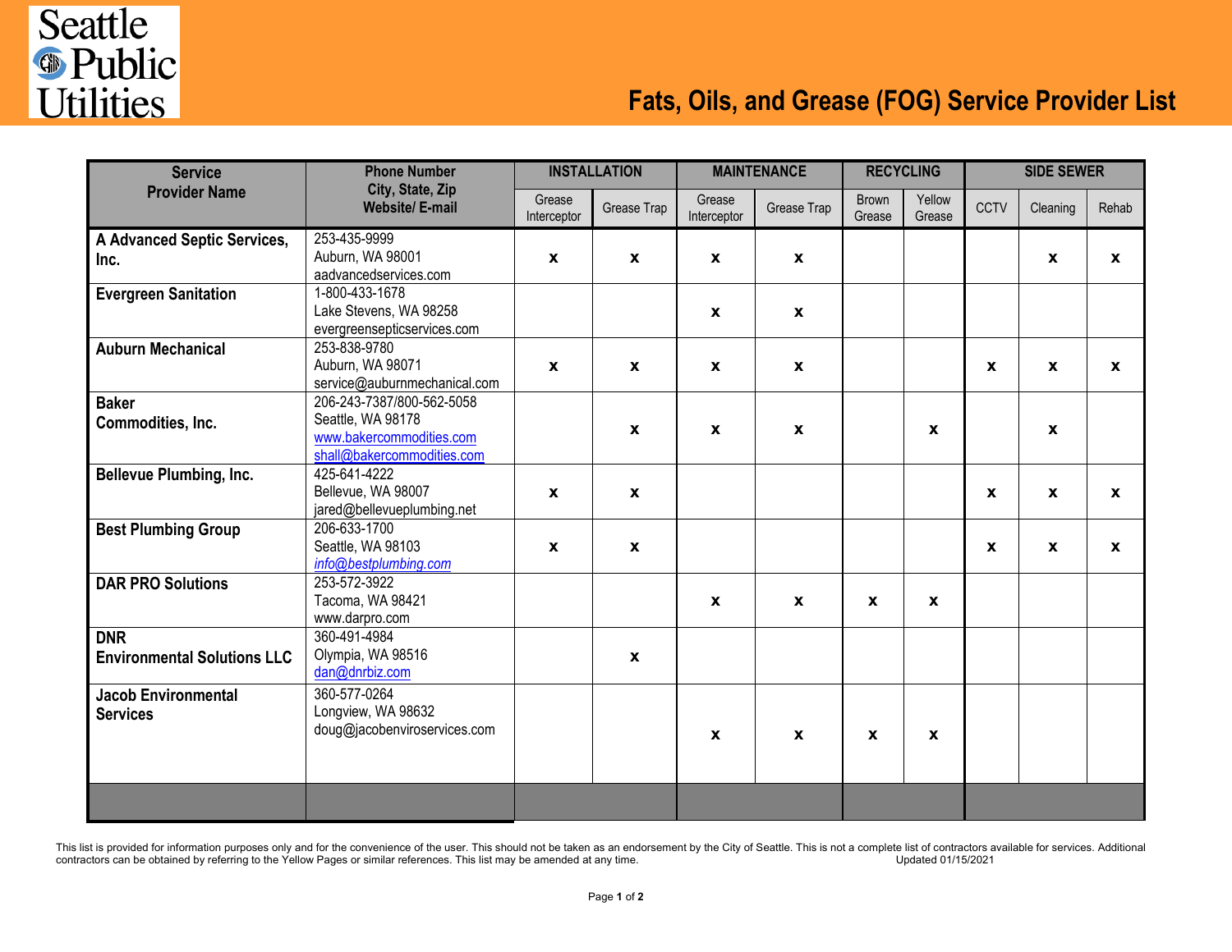Seattle Public Utilities

# Fats, Oils, and Grease (FOG) Service Provider List

| Service Provider Name | Phone Number City, State, Zip Website/ E-mail | INSTALLATION | | MAINTENANCE | | RECYCLING | | SIDE SEWER | | |
|---|---|---|---|---|---|---|---|---|---|---|
| | | Grease Interceptor | Grease Trap | Grease Interceptor | Grease Trap | Brown Grease | Yellow Grease | CCTV | Cleaning | Rehab |
| **A Advanced Septic Services, Inc.** | 253-435-9999<br>Auburn, WA 98001<br>aadvancedservices.com | x | x | x | x | | | | x | x |
| **Evergreen Sanitation** | 1-800-433-1678<br>Lake Stevens, WA 98258<br>evergreensepticservices.com | | | x | x | | | | | |
| **Auburn Mechanical** | 253-838-9780<br>Auburn, WA 98071<br>service@auburnmechanical.com | x | x | x | x | | | x | x | x |
| **Baker Commodities, Inc.** | 206-243-7387/800-562-5058<br>Seattle, WA 98178<br>www.bakercommodities.com<br>shall@bakercommodities.com | | x | x | x | | x | | x | |
| **Bellevue Plumbing, Inc.** | 425-641-4222<br>Bellevue, WA 98007<br>jared@bellevueplumbing.net | x | x | | | | | x | x | x |
| **Best Plumbing Group** | 206-633-1700<br>Seattle, WA 98103<br>*info@bestplumbing.com* | x | x | | | | | x | x | x |
| **DAR PRO Solutions** | 253-572-3922<br>Tacoma, WA 98421<br>www.darpro.com | | | x | x | x | x | | | |
| **DNR Environmental Solutions LLC** | 360-491-4984<br>Olympia, WA 98516<br>dan@dnrbiz.com | | x | | | | | | | |
| **Jacob Environmental Services** | 360-577-0264<br>Longview, WA 98632<br>doug@jacobenviroservices.com | | | x | x | x | x | | | |

This list is provided for information purposes only and for the convenience of the user. This should not be taken as an endorsement by the City of Seattle. This is not a complete list of contractors available for services. Additional contractors can be obtained by referring to the Yellow Pages or similar references. This list may be amended at any time. Updated 01/15/2021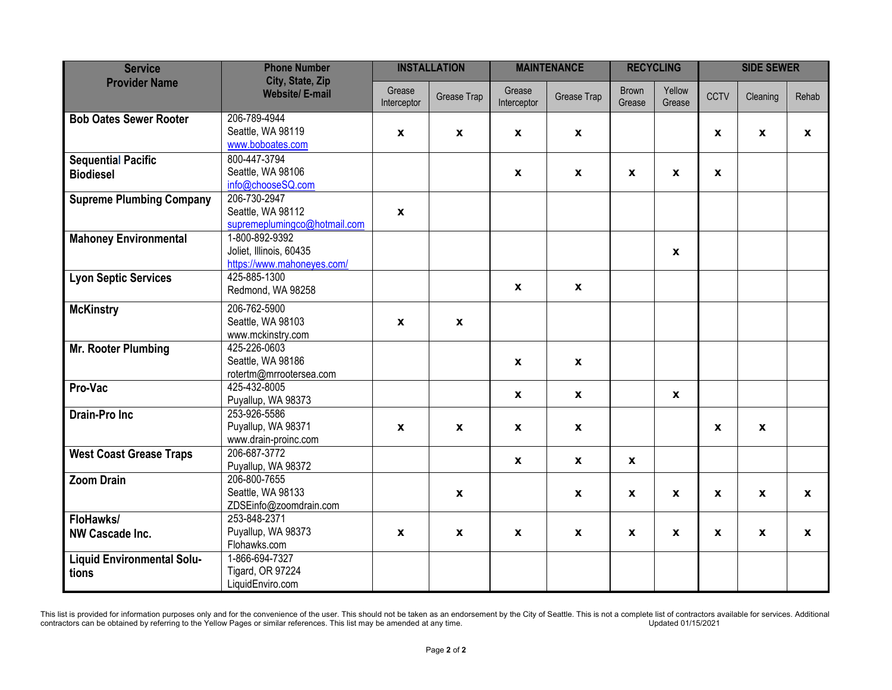| Service Provider Name | Phone Number City, State, Zip Website/ E-mail | INSTALLATION | | MAINTENANCE | | RECYCLING | | SIDE SEWER | | |
|---|---|---|---|---|---|---|---|---|---|---|
| | | Grease Interceptor | Grease Trap | Grease Interceptor | Grease Trap | Brown Grease | Yellow Grease | CCTV | Cleaning | Rehab |
| **Bob Oates Sewer Rooter** | 206-789-4944<br>Seattle, WA 98119<br>www.boboates.com | x | x | x | x | | | x | x | x |
| **Sequential Pacific Biodiesel** | 800-447-3794<br>Seattle, WA 98106<br>info@chooseSQ.com | | | x | x | x | x | x | | |
| **Supreme Plumbing Company** | 206-730-2947<br>Seattle, WA 98112<br>supremeplumingco@hotmail.com | x | | | | | | | | |
| **Mahoney Environmental** | 1-800-892-9392<br>Joliet, Illinois, 60435<br>https://www.mahoneyes.com/ | | | | | | x | | | |
| **Lyon Septic Services** | 425-885-1300<br>Redmond, WA 98258 | | | x | x | | | | | |
| **McKinstry** | 206-762-5900<br>Seattle, WA 98103<br>www.mckinstry.com | x | x | | | | | | | |
| **Mr. Rooter Plumbing** | 425-226-0603<br>Seattle, WA 98186<br>rotertm@mrrootersea.com | | | x | x | | | | | |
| **Pro-Vac** | 425-432-8005<br>Puyallup, WA 98373 | | | x | x | | x | | | |
| **Drain-Pro Inc** | 253-926-5586<br>Puyallup, WA 98371<br>www.drain-proinc.com | x | x | x | x | | | x | x | |
| **West Coast Grease Traps** | 206-687-3772<br>Puyallup, WA 98372 | | | x | x | x | | | | |
| **Zoom Drain** | 206-800-7655<br>Seattle, WA 98133<br>ZDSEinfo@zoomdrain.com | | x | | x | x | x | x | x | x |
| **FloHawks/ NW Cascade Inc.** | 253-848-2371<br>Puyallup, WA 98373<br>Flohawks.com | x | x | x | x | x | x | x | x | x |
| **Liquid Environmental Solutions** | 1-866-694-7327<br>Tigard, OR 97224<br>LiquidEnviro.com | | | | | | | | | |

This list is provided for information purposes only and for the convenience of the user. This should not be taken as an endorsement by the City of Seattle. This is not a complete list of contractors available for services. Additional contractors can be obtained by referring to the Yellow Pages or similar references. This list may be amended at any time. Updated 01/15/2021